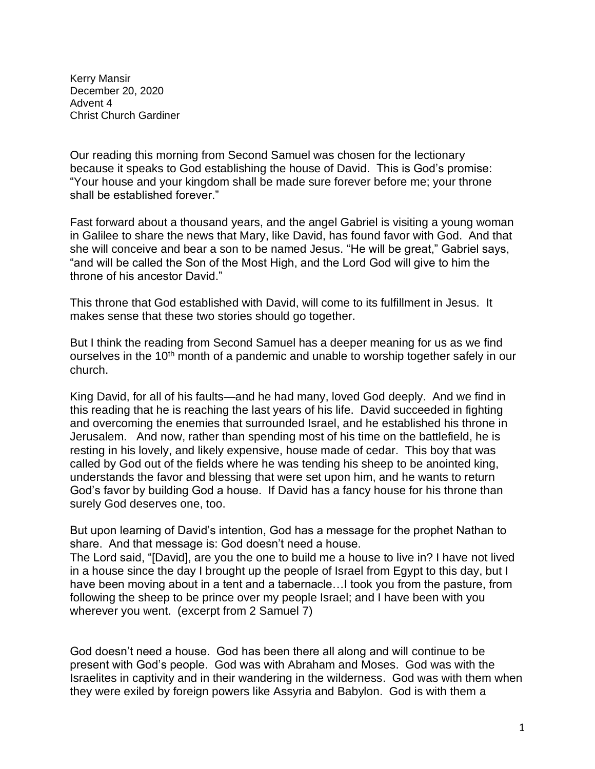Kerry Mansir
December 20, 2020
Advent 4
Christ Church Gardiner

Our reading this morning from Second Samuel was chosen for the lectionary because it speaks to God establishing the house of David. This is God's promise: "Your house and your kingdom shall be made sure forever before me; your throne shall be established forever."

Fast forward about a thousand years, and the angel Gabriel is visiting a young woman in Galilee to share the news that Mary, like David, has found favor with God. And that she will conceive and bear a son to be named Jesus. "He will be great," Gabriel says, "and will be called the Son of the Most High, and the Lord God will give to him the throne of his ancestor David."

This throne that God established with David, will come to its fulfillment in Jesus. It makes sense that these two stories should go together.

But I think the reading from Second Samuel has a deeper meaning for us as we find ourselves in the 10th month of a pandemic and unable to worship together safely in our church.

King David, for all of his faults—and he had many, loved God deeply. And we find in this reading that he is reaching the last years of his life. David succeeded in fighting and overcoming the enemies that surrounded Israel, and he established his throne in Jerusalem. And now, rather than spending most of his time on the battlefield, he is resting in his lovely, and likely expensive, house made of cedar. This boy that was called by God out of the fields where he was tending his sheep to be anointed king, understands the favor and blessing that were set upon him, and he wants to return God's favor by building God a house. If David has a fancy house for his throne than surely God deserves one, too.

But upon learning of David's intention, God has a message for the prophet Nathan to share. And that message is: God doesn't need a house.
The Lord said, "[David], are you the one to build me a house to live in? I have not lived in a house since the day I brought up the people of Israel from Egypt to this day, but I have been moving about in a tent and a tabernacle…I took you from the pasture, from following the sheep to be prince over my people Israel; and I have been with you wherever you went. (excerpt from 2 Samuel 7)

God doesn't need a house. God has been there all along and will continue to be present with God's people. God was with Abraham and Moses. God was with the Israelites in captivity and in their wandering in the wilderness. God was with them when they were exiled by foreign powers like Assyria and Babylon. God is with them a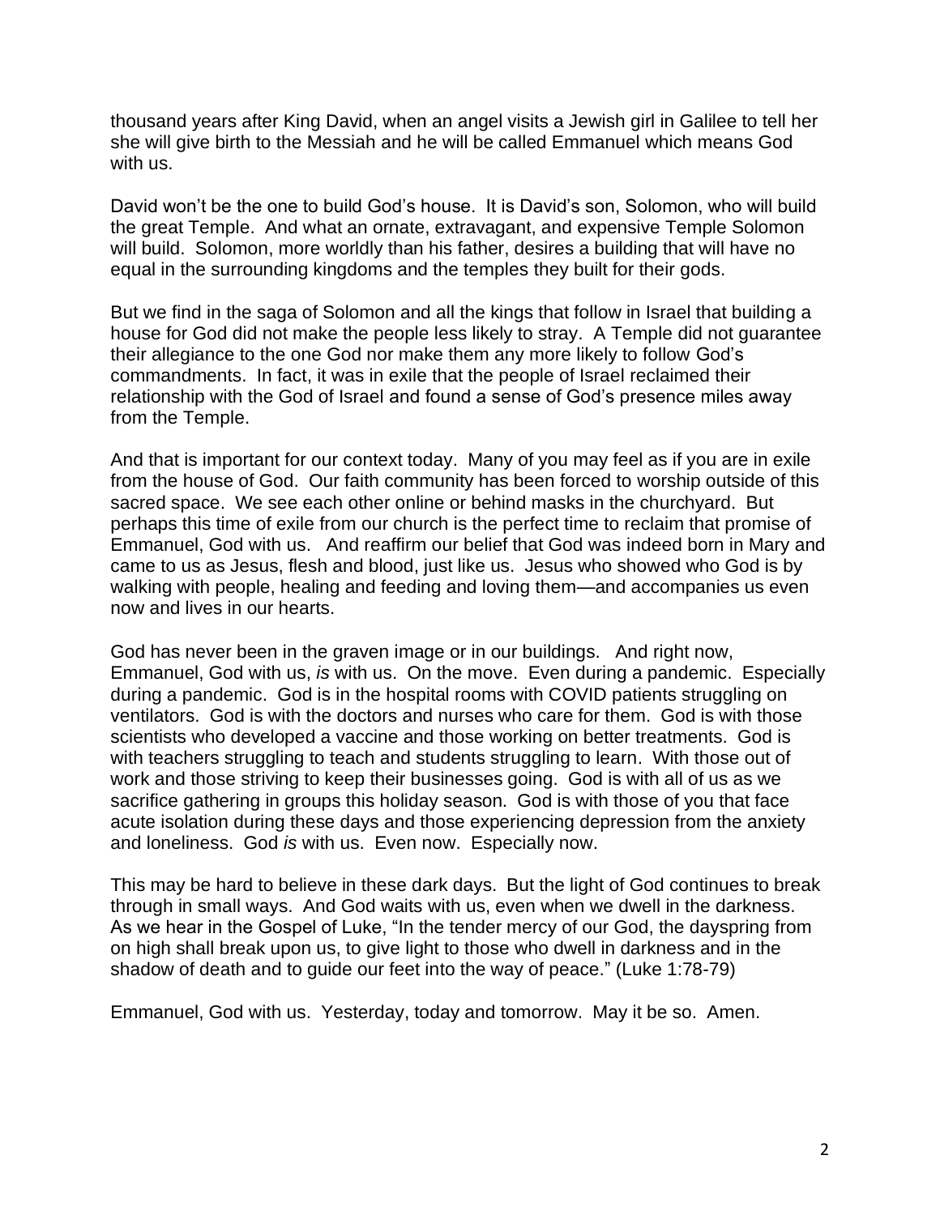thousand years after King David, when an angel visits a Jewish girl in Galilee to tell her she will give birth to the Messiah and he will be called Emmanuel which means God with us.

David won't be the one to build God's house. It is David's son, Solomon, who will build the great Temple. And what an ornate, extravagant, and expensive Temple Solomon will build. Solomon, more worldly than his father, desires a building that will have no equal in the surrounding kingdoms and the temples they built for their gods.

But we find in the saga of Solomon and all the kings that follow in Israel that building a house for God did not make the people less likely to stray. A Temple did not guarantee their allegiance to the one God nor make them any more likely to follow God's commandments. In fact, it was in exile that the people of Israel reclaimed their relationship with the God of Israel and found a sense of God's presence miles away from the Temple.

And that is important for our context today. Many of you may feel as if you are in exile from the house of God. Our faith community has been forced to worship outside of this sacred space. We see each other online or behind masks in the churchyard. But perhaps this time of exile from our church is the perfect time to reclaim that promise of Emmanuel, God with us. And reaffirm our belief that God was indeed born in Mary and came to us as Jesus, flesh and blood, just like us. Jesus who showed who God is by walking with people, healing and feeding and loving them—and accompanies us even now and lives in our hearts.

God has never been in the graven image or in our buildings. And right now, Emmanuel, God with us, *is* with us. On the move. Even during a pandemic. Especially during a pandemic. God is in the hospital rooms with COVID patients struggling on ventilators. God is with the doctors and nurses who care for them. God is with those scientists who developed a vaccine and those working on better treatments. God is with teachers struggling to teach and students struggling to learn. With those out of work and those striving to keep their businesses going. God is with all of us as we sacrifice gathering in groups this holiday season. God is with those of you that face acute isolation during these days and those experiencing depression from the anxiety and loneliness. God *is* with us. Even now. Especially now.

This may be hard to believe in these dark days. But the light of God continues to break through in small ways. And God waits with us, even when we dwell in the darkness. As we hear in the Gospel of Luke, "In the tender mercy of our God, the dayspring from on high shall break upon us, to give light to those who dwell in darkness and in the shadow of death and to guide our feet into the way of peace." (Luke 1:78-79)

Emmanuel, God with us. Yesterday, today and tomorrow. May it be so. Amen.